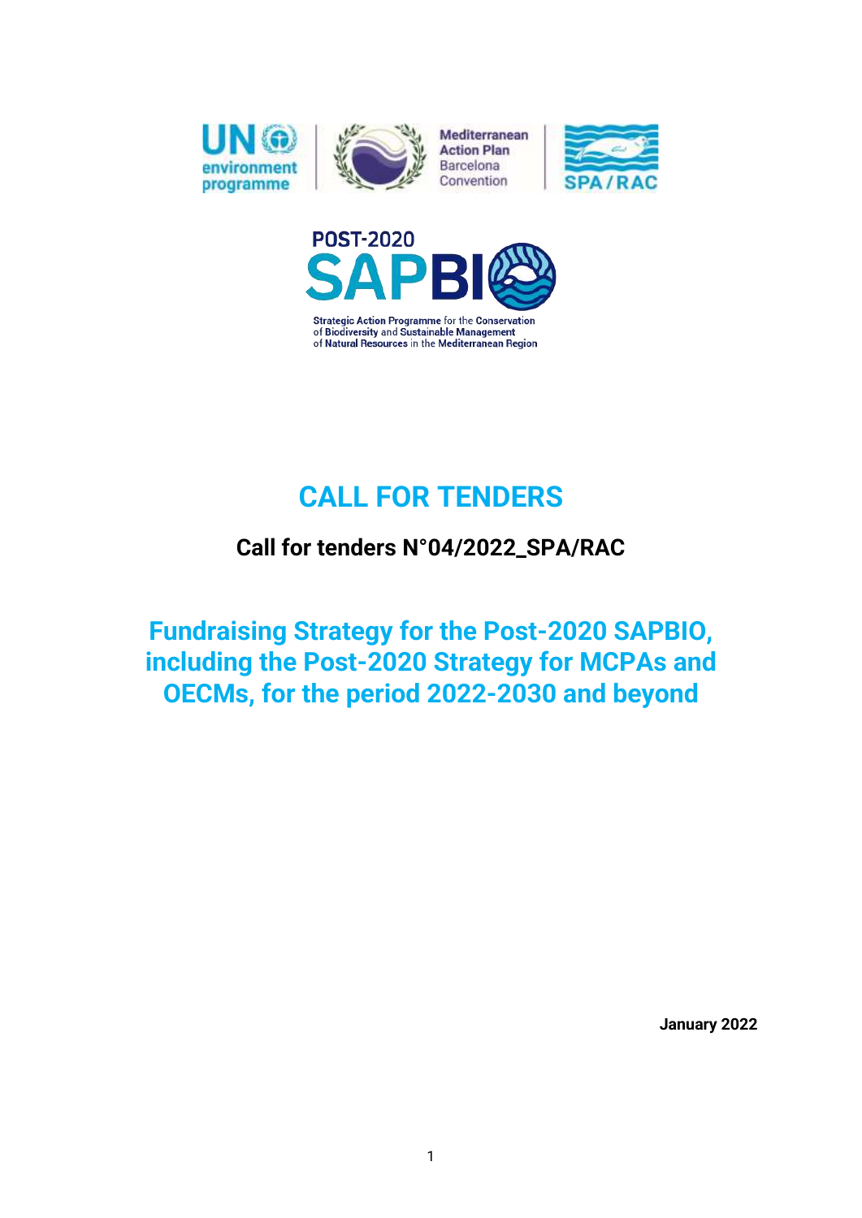UN environment programme

Mediterranean Action Plan Barcelona Convention

SPA/RAC

POST-2020 SAPBIO

Strategic Action Programme for the Conservation of Biodiversity and Sustainable Management of Natural Resources in the Mediterranean Region

# CALL FOR TENDERS

## Call for tenders N°04/2022_SPA/RAC

# Fundraising Strategy for the Post-2020 SAPBIO, including the Post-2020 Strategy for MCPAs and OECMs, for the period 2022-2030 and beyond

**January 2022**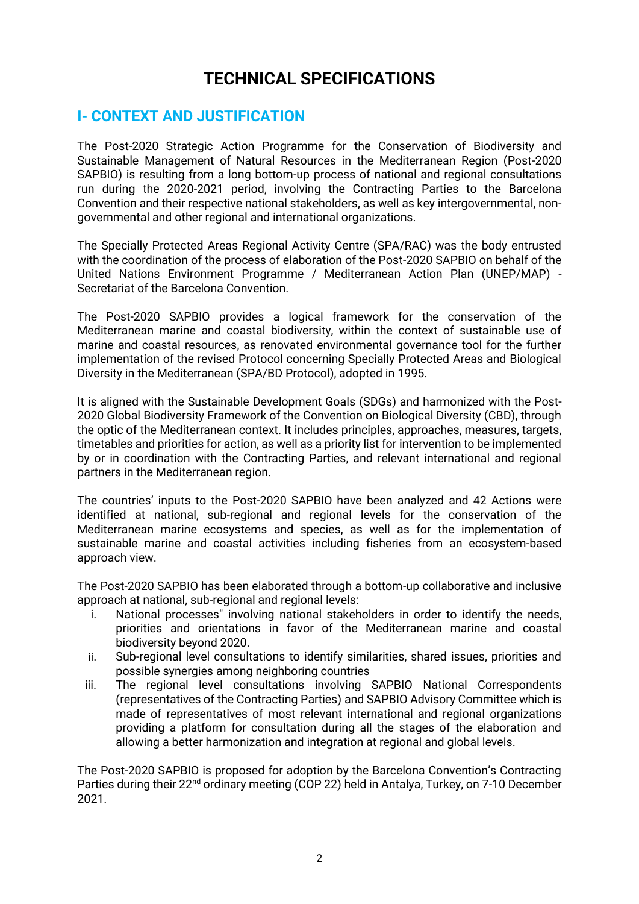# TECHNICAL SPECIFICATIONS

## I- CONTEXT AND JUSTIFICATION

The Post-2020 Strategic Action Programme for the Conservation of Biodiversity and Sustainable Management of Natural Resources in the Mediterranean Region (Post-2020 SAPBIO) is resulting from a long bottom-up process of national and regional consultations run during the 2020-2021 period, involving the Contracting Parties to the Barcelona Convention and their respective national stakeholders, as well as key intergovernmental, non-governmental and other regional and international organizations.

The Specially Protected Areas Regional Activity Centre (SPA/RAC) was the body entrusted with the coordination of the process of elaboration of the Post-2020 SAPBIO on behalf of the United Nations Environment Programme / Mediterranean Action Plan (UNEP/MAP) - Secretariat of the Barcelona Convention.

The Post-2020 SAPBIO provides a logical framework for the conservation of the Mediterranean marine and coastal biodiversity, within the context of sustainable use of marine and coastal resources, as renovated environmental governance tool for the further implementation of the revised Protocol concerning Specially Protected Areas and Biological Diversity in the Mediterranean (SPA/BD Protocol), adopted in 1995.

It is aligned with the Sustainable Development Goals (SDGs) and harmonized with the Post-2020 Global Biodiversity Framework of the Convention on Biological Diversity (CBD), through the optic of the Mediterranean context. It includes principles, approaches, measures, targets, timetables and priorities for action, as well as a priority list for intervention to be implemented by or in coordination with the Contracting Parties, and relevant international and regional partners in the Mediterranean region.

The countries' inputs to the Post-2020 SAPBIO have been analyzed and 42 Actions were identified at national, sub-regional and regional levels for the conservation of the Mediterranean marine ecosystems and species, as well as for the implementation of sustainable marine and coastal activities including fisheries from an ecosystem-based approach view.

The Post-2020 SAPBIO has been elaborated through a bottom-up collaborative and inclusive approach at national, sub-regional and regional levels:

i. National processes" involving national stakeholders in order to identify the needs, priorities and orientations in favor of the Mediterranean marine and coastal biodiversity beyond 2020.
ii. Sub-regional level consultations to identify similarities, shared issues, priorities and possible synergies among neighboring countries
iii. The regional level consultations involving SAPBIO National Correspondents (representatives of the Contracting Parties) and SAPBIO Advisory Committee which is made of representatives of most relevant international and regional organizations providing a platform for consultation during all the stages of the elaboration and allowing a better harmonization and integration at regional and global levels.

The Post-2020 SAPBIO is proposed for adoption by the Barcelona Convention's Contracting Parties during their 22nd ordinary meeting (COP 22) held in Antalya, Turkey, on 7-10 December 2021.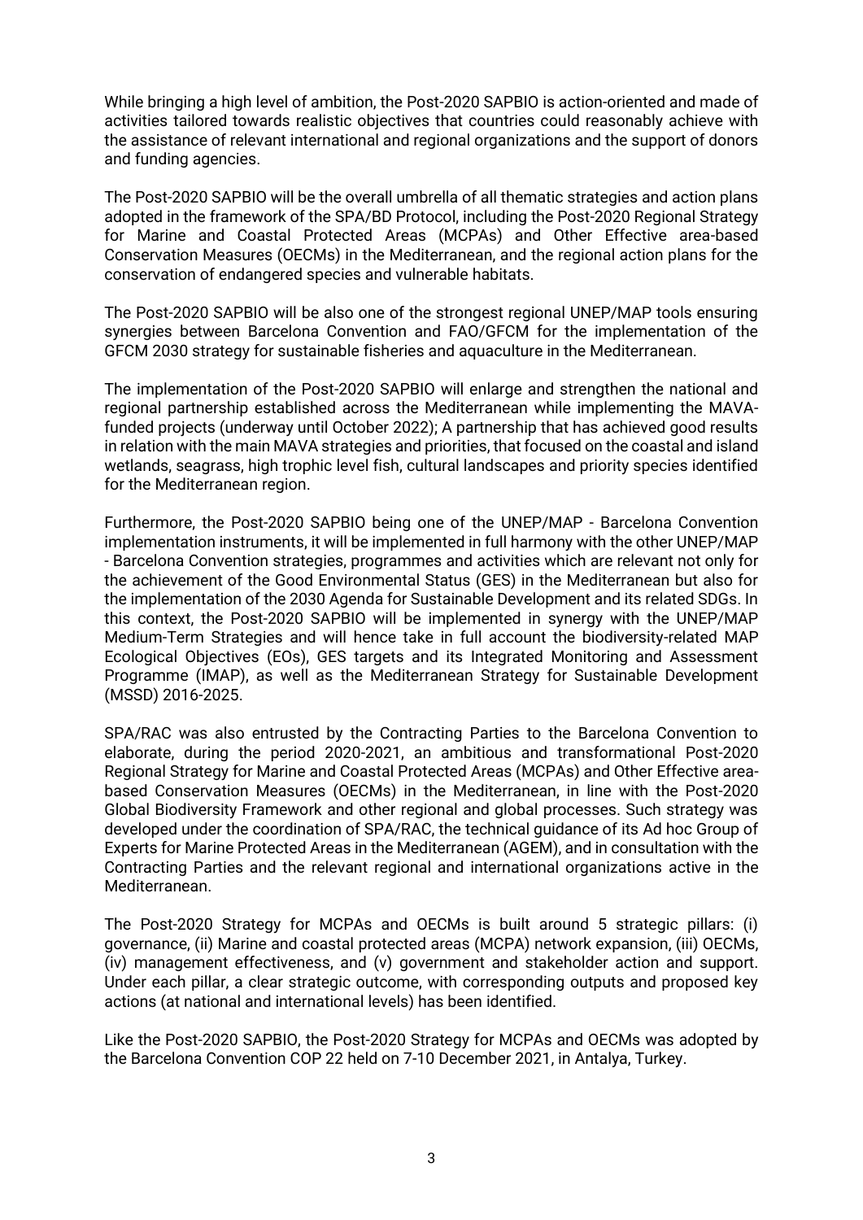While bringing a high level of ambition, the Post-2020 SAPBIO is action-oriented and made of activities tailored towards realistic objectives that countries could reasonably achieve with the assistance of relevant international and regional organizations and the support of donors and funding agencies.

The Post-2020 SAPBIO will be the overall umbrella of all thematic strategies and action plans adopted in the framework of the SPA/BD Protocol, including the Post-2020 Regional Strategy for Marine and Coastal Protected Areas (MCPAs) and Other Effective area-based Conservation Measures (OECMs) in the Mediterranean, and the regional action plans for the conservation of endangered species and vulnerable habitats.

The Post-2020 SAPBIO will be also one of the strongest regional UNEP/MAP tools ensuring synergies between Barcelona Convention and FAO/GFCM for the implementation of the GFCM 2030 strategy for sustainable fisheries and aquaculture in the Mediterranean.

The implementation of the Post-2020 SAPBIO will enlarge and strengthen the national and regional partnership established across the Mediterranean while implementing the MAVA-funded projects (underway until October 2022); A partnership that has achieved good results in relation with the main MAVA strategies and priorities, that focused on the coastal and island wetlands, seagrass, high trophic level fish, cultural landscapes and priority species identified for the Mediterranean region.

Furthermore, the Post-2020 SAPBIO being one of the UNEP/MAP - Barcelona Convention implementation instruments, it will be implemented in full harmony with the other UNEP/MAP - Barcelona Convention strategies, programmes and activities which are relevant not only for the achievement of the Good Environmental Status (GES) in the Mediterranean but also for the implementation of the 2030 Agenda for Sustainable Development and its related SDGs. In this context, the Post-2020 SAPBIO will be implemented in synergy with the UNEP/MAP Medium-Term Strategies and will hence take in full account the biodiversity-related MAP Ecological Objectives (EOs), GES targets and its Integrated Monitoring and Assessment Programme (IMAP), as well as the Mediterranean Strategy for Sustainable Development (MSSD) 2016-2025.

SPA/RAC was also entrusted by the Contracting Parties to the Barcelona Convention to elaborate, during the period 2020-2021, an ambitious and transformational Post-2020 Regional Strategy for Marine and Coastal Protected Areas (MCPAs) and Other Effective area-based Conservation Measures (OECMs) in the Mediterranean, in line with the Post-2020 Global Biodiversity Framework and other regional and global processes. Such strategy was developed under the coordination of SPA/RAC, the technical guidance of its Ad hoc Group of Experts for Marine Protected Areas in the Mediterranean (AGEM), and in consultation with the Contracting Parties and the relevant regional and international organizations active in the Mediterranean.

The Post-2020 Strategy for MCPAs and OECMs is built around 5 strategic pillars: (i) governance, (ii) Marine and coastal protected areas (MCPA) network expansion, (iii) OECMs, (iv) management effectiveness, and (v) government and stakeholder action and support. Under each pillar, a clear strategic outcome, with corresponding outputs and proposed key actions (at national and international levels) has been identified.

Like the Post-2020 SAPBIO, the Post-2020 Strategy for MCPAs and OECMs was adopted by the Barcelona Convention COP 22 held on 7-10 December 2021, in Antalya, Turkey.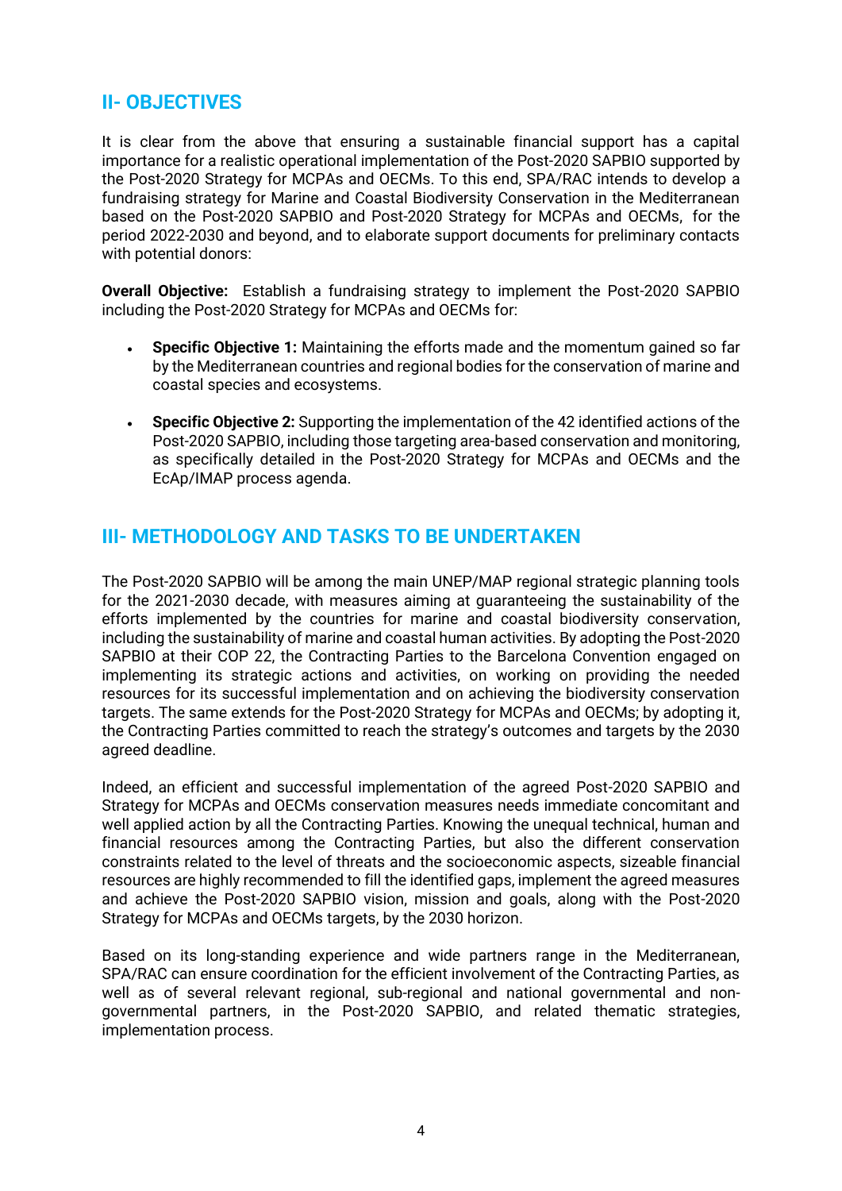## II- OBJECTIVES

It is clear from the above that ensuring a sustainable financial support has a capital importance for a realistic operational implementation of the Post-2020 SAPBIO supported by the Post-2020 Strategy for MCPAs and OECMs. To this end, SPA/RAC intends to develop a fundraising strategy for Marine and Coastal Biodiversity Conservation in the Mediterranean based on the Post-2020 SAPBIO and Post-2020 Strategy for MCPAs and OECMs, for the period 2022-2030 and beyond, and to elaborate support documents for preliminary contacts with potential donors:

**Overall Objective:** Establish a fundraising strategy to implement the Post-2020 SAPBIO including the Post-2020 Strategy for MCPAs and OECMs for:

- **Specific Objective 1:** Maintaining the efforts made and the momentum gained so far by the Mediterranean countries and regional bodies for the conservation of marine and coastal species and ecosystems.
- **Specific Objective 2:** Supporting the implementation of the 42 identified actions of the Post-2020 SAPBIO, including those targeting area-based conservation and monitoring, as specifically detailed in the Post-2020 Strategy for MCPAs and OECMs and the EcAp/IMAP process agenda.

## III- METHODOLOGY AND TASKS TO BE UNDERTAKEN

The Post-2020 SAPBIO will be among the main UNEP/MAP regional strategic planning tools for the 2021-2030 decade, with measures aiming at guaranteeing the sustainability of the efforts implemented by the countries for marine and coastal biodiversity conservation, including the sustainability of marine and coastal human activities. By adopting the Post-2020 SAPBIO at their COP 22, the Contracting Parties to the Barcelona Convention engaged on implementing its strategic actions and activities, on working on providing the needed resources for its successful implementation and on achieving the biodiversity conservation targets. The same extends for the Post-2020 Strategy for MCPAs and OECMs; by adopting it, the Contracting Parties committed to reach the strategy's outcomes and targets by the 2030 agreed deadline.

Indeed, an efficient and successful implementation of the agreed Post-2020 SAPBIO and Strategy for MCPAs and OECMs conservation measures needs immediate concomitant and well applied action by all the Contracting Parties. Knowing the unequal technical, human and financial resources among the Contracting Parties, but also the different conservation constraints related to the level of threats and the socioeconomic aspects, sizeable financial resources are highly recommended to fill the identified gaps, implement the agreed measures and achieve the Post-2020 SAPBIO vision, mission and goals, along with the Post-2020 Strategy for MCPAs and OECMs targets, by the 2030 horizon.

Based on its long-standing experience and wide partners range in the Mediterranean, SPA/RAC can ensure coordination for the efficient involvement of the Contracting Parties, as well as of several relevant regional, sub-regional and national governmental and non-governmental partners, in the Post-2020 SAPBIO, and related thematic strategies, implementation process.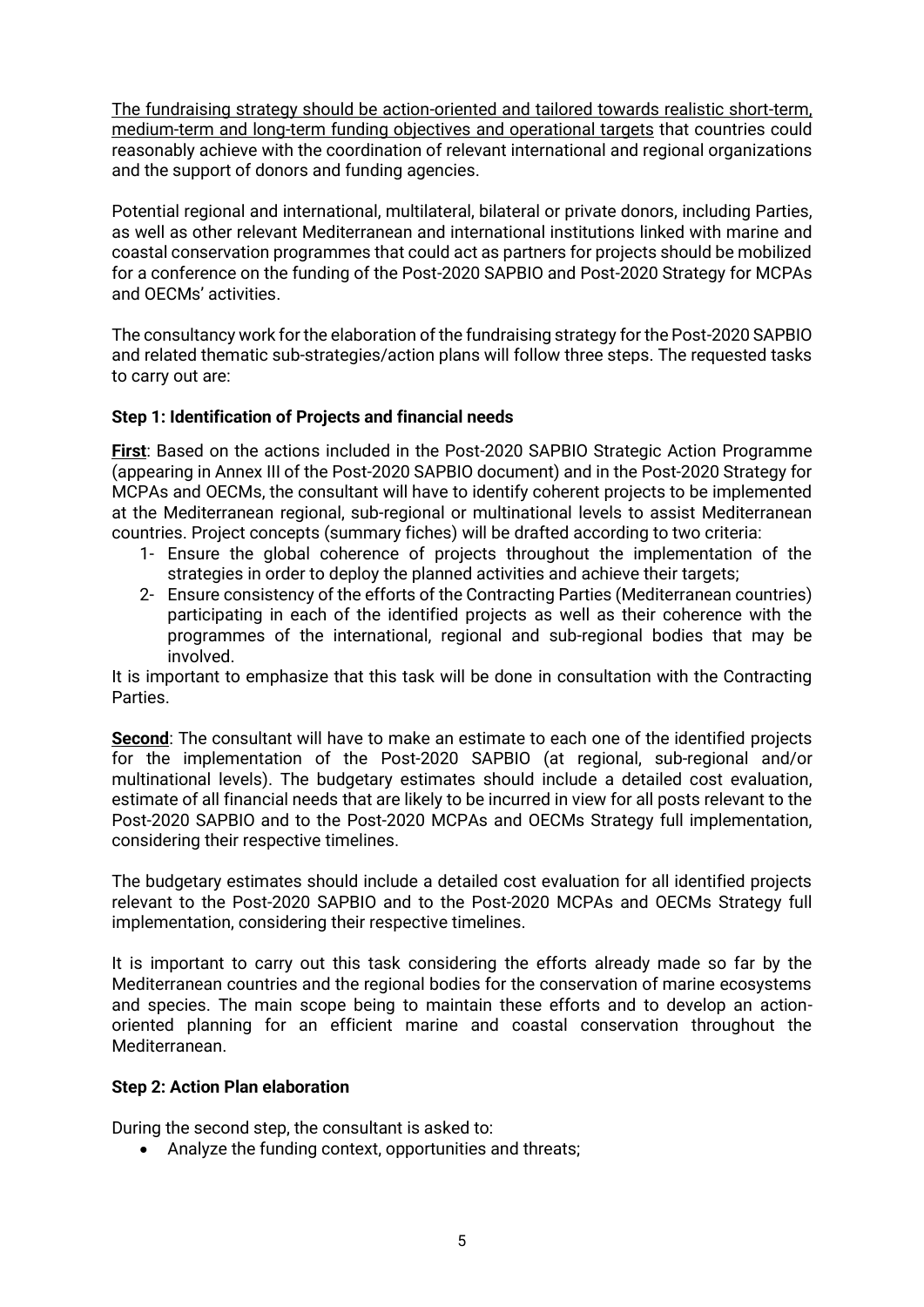The fundraising strategy should be action-oriented and tailored towards realistic short-term, medium-term and long-term funding objectives and operational targets that countries could reasonably achieve with the coordination of relevant international and regional organizations and the support of donors and funding agencies.

Potential regional and international, multilateral, bilateral or private donors, including Parties, as well as other relevant Mediterranean and international institutions linked with marine and coastal conservation programmes that could act as partners for projects should be mobilized for a conference on the funding of the Post-2020 SAPBIO and Post-2020 Strategy for MCPAs and OECMs' activities.

The consultancy work for the elaboration of the fundraising strategy for the Post-2020 SAPBIO and related thematic sub-strategies/action plans will follow three steps. The requested tasks to carry out are:

**Step 1: Identification of Projects and financial needs**

**First**: Based on the actions included in the Post-2020 SAPBIO Strategic Action Programme (appearing in Annex III of the Post-2020 SAPBIO document) and in the Post-2020 Strategy for MCPAs and OECMs, the consultant will have to identify coherent projects to be implemented at the Mediterranean regional, sub-regional or multinational levels to assist Mediterranean countries. Project concepts (summary fiches) will be drafted according to two criteria:

1- Ensure the global coherence of projects throughout the implementation of the strategies in order to deploy the planned activities and achieve their targets;
2- Ensure consistency of the efforts of the Contracting Parties (Mediterranean countries) participating in each of the identified projects as well as their coherence with the programmes of the international, regional and sub-regional bodies that may be involved.

It is important to emphasize that this task will be done in consultation with the Contracting Parties.

**Second**: The consultant will have to make an estimate to each one of the identified projects for the implementation of the Post-2020 SAPBIO (at regional, sub-regional and/or multinational levels). The budgetary estimates should include a detailed cost evaluation, estimate of all financial needs that are likely to be incurred in view for all posts relevant to the Post-2020 SAPBIO and to the Post-2020 MCPAs and OECMs Strategy full implementation, considering their respective timelines.

The budgetary estimates should include a detailed cost evaluation for all identified projects relevant to the Post-2020 SAPBIO and to the Post-2020 MCPAs and OECMs Strategy full implementation, considering their respective timelines.

It is important to carry out this task considering the efforts already made so far by the Mediterranean countries and the regional bodies for the conservation of marine ecosystems and species. The main scope being to maintain these efforts and to develop an action-oriented planning for an efficient marine and coastal conservation throughout the Mediterranean.

**Step 2: Action Plan elaboration**

During the second step, the consultant is asked to:

- Analyze the funding context, opportunities and threats;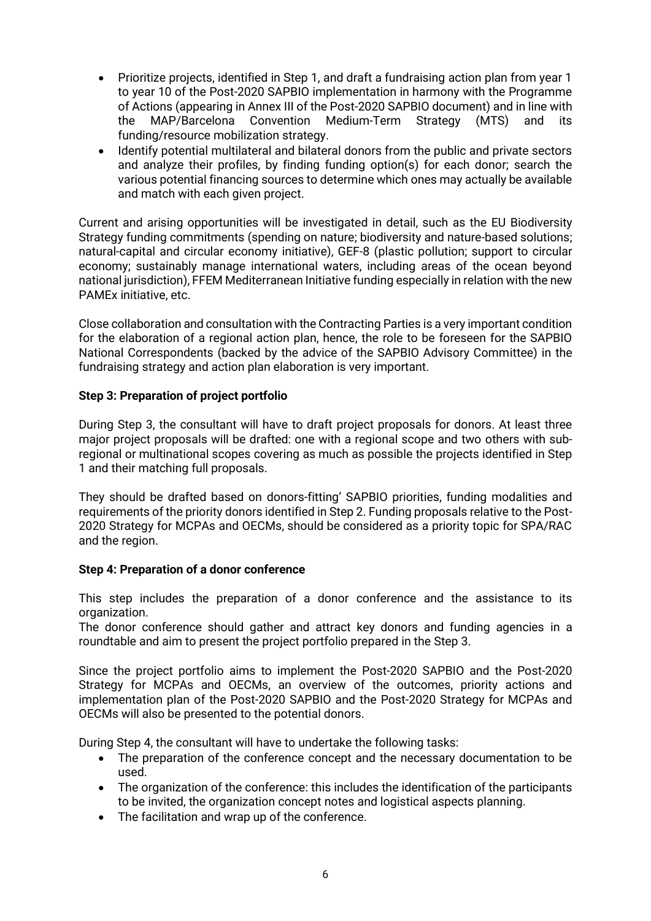- Prioritize projects, identified in Step 1, and draft a fundraising action plan from year 1 to year 10 of the Post-2020 SAPBIO implementation in harmony with the Programme of Actions (appearing in Annex III of the Post-2020 SAPBIO document) and in line with the MAP/Barcelona Convention Medium-Term Strategy (MTS) and its funding/resource mobilization strategy.
- Identify potential multilateral and bilateral donors from the public and private sectors and analyze their profiles, by finding funding option(s) for each donor; search the various potential financing sources to determine which ones may actually be available and match with each given project.

Current and arising opportunities will be investigated in detail, such as the EU Biodiversity Strategy funding commitments (spending on nature; biodiversity and nature-based solutions; natural-capital and circular economy initiative), GEF-8 (plastic pollution; support to circular economy; sustainably manage international waters, including areas of the ocean beyond national jurisdiction), FFEM Mediterranean Initiative funding especially in relation with the new PAMEx initiative, etc.

Close collaboration and consultation with the Contracting Parties is a very important condition for the elaboration of a regional action plan, hence, the role to be foreseen for the SAPBIO National Correspondents (backed by the advice of the SAPBIO Advisory Committee) in the fundraising strategy and action plan elaboration is very important.

**Step 3: Preparation of project portfolio**

During Step 3, the consultant will have to draft project proposals for donors. At least three major project proposals will be drafted: one with a regional scope and two others with sub-regional or multinational scopes covering as much as possible the projects identified in Step 1 and their matching full proposals.

They should be drafted based on donors-fitting' SAPBIO priorities, funding modalities and requirements of the priority donors identified in Step 2. Funding proposals relative to the Post-2020 Strategy for MCPAs and OECMs, should be considered as a priority topic for SPA/RAC and the region.

**Step 4: Preparation of a donor conference**

This step includes the preparation of a donor conference and the assistance to its organization.

The donor conference should gather and attract key donors and funding agencies in a roundtable and aim to present the project portfolio prepared in the Step 3.

Since the project portfolio aims to implement the Post-2020 SAPBIO and the Post-2020 Strategy for MCPAs and OECMs, an overview of the outcomes, priority actions and implementation plan of the Post-2020 SAPBIO and the Post-2020 Strategy for MCPAs and OECMs will also be presented to the potential donors.

During Step 4, the consultant will have to undertake the following tasks:

- The preparation of the conference concept and the necessary documentation to be used.
- The organization of the conference: this includes the identification of the participants to be invited, the organization concept notes and logistical aspects planning.
- The facilitation and wrap up of the conference.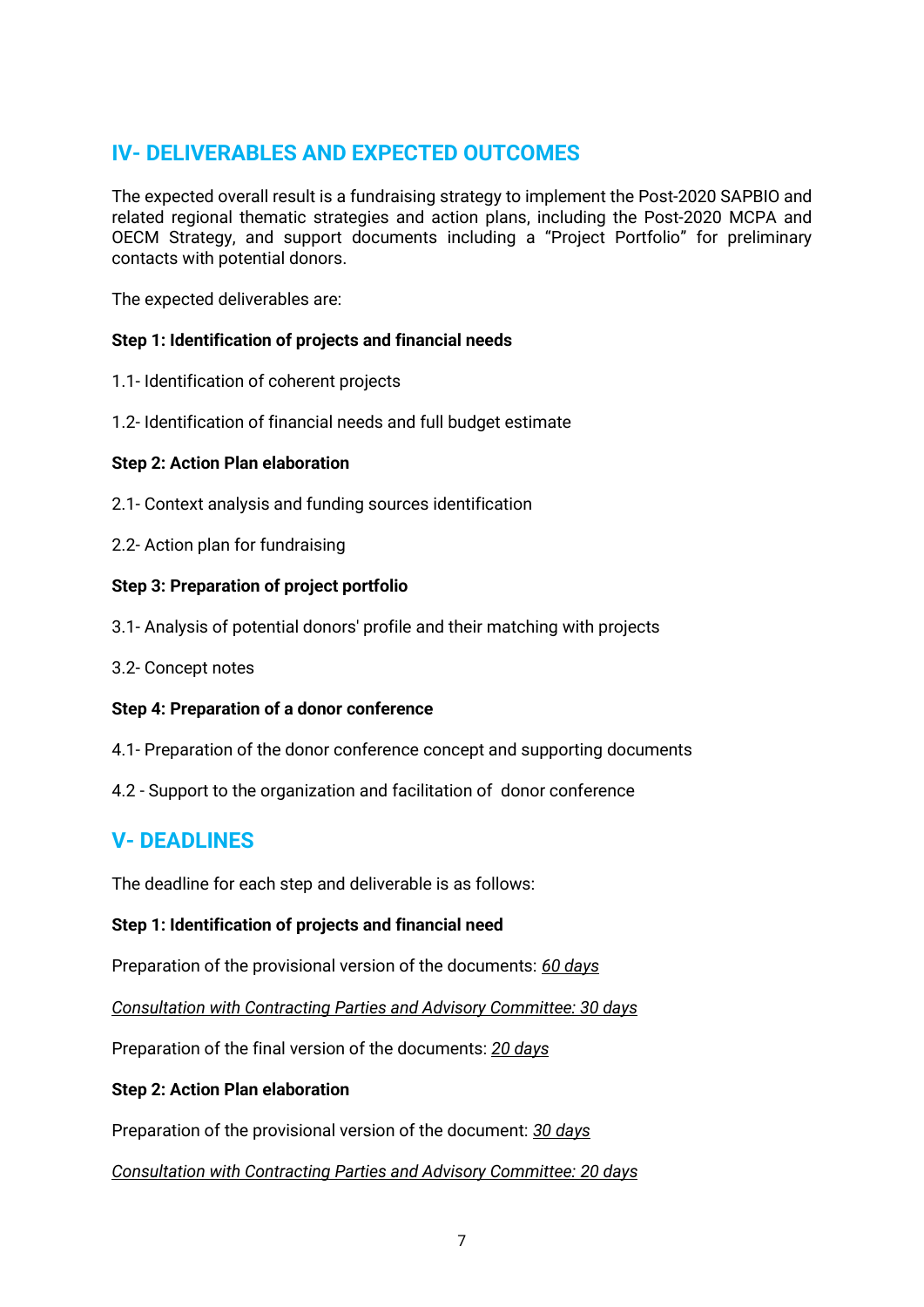## IV- DELIVERABLES AND EXPECTED OUTCOMES

The expected overall result is a fundraising strategy to implement the Post-2020 SAPBIO and related regional thematic strategies and action plans, including the Post-2020 MCPA and OECM Strategy, and support documents including a "Project Portfolio" for preliminary contacts with potential donors.

The expected deliverables are:

**Step 1: Identification of projects and financial needs**

1.1- Identification of coherent projects

1.2- Identification of financial needs and full budget estimate

**Step 2: Action Plan elaboration**

2.1- Context analysis and funding sources identification

2.2- Action plan for fundraising

**Step 3: Preparation of project portfolio**

3.1- Analysis of potential donors' profile and their matching with projects

3.2- Concept notes

**Step 4: Preparation of a donor conference**

4.1- Preparation of the donor conference concept and supporting documents

4.2 - Support to the organization and facilitation of donor conference

## V- DEADLINES

The deadline for each step and deliverable is as follows:

**Step 1: Identification of projects and financial need**

Preparation of the provisional version of the documents: *60 days*

*Consultation with Contracting Parties and Advisory Committee: 30 days*

Preparation of the final version of the documents: *20 days*

**Step 2: Action Plan elaboration**

Preparation of the provisional version of the document: *30 days*

*Consultation with Contracting Parties and Advisory Committee: 20 days*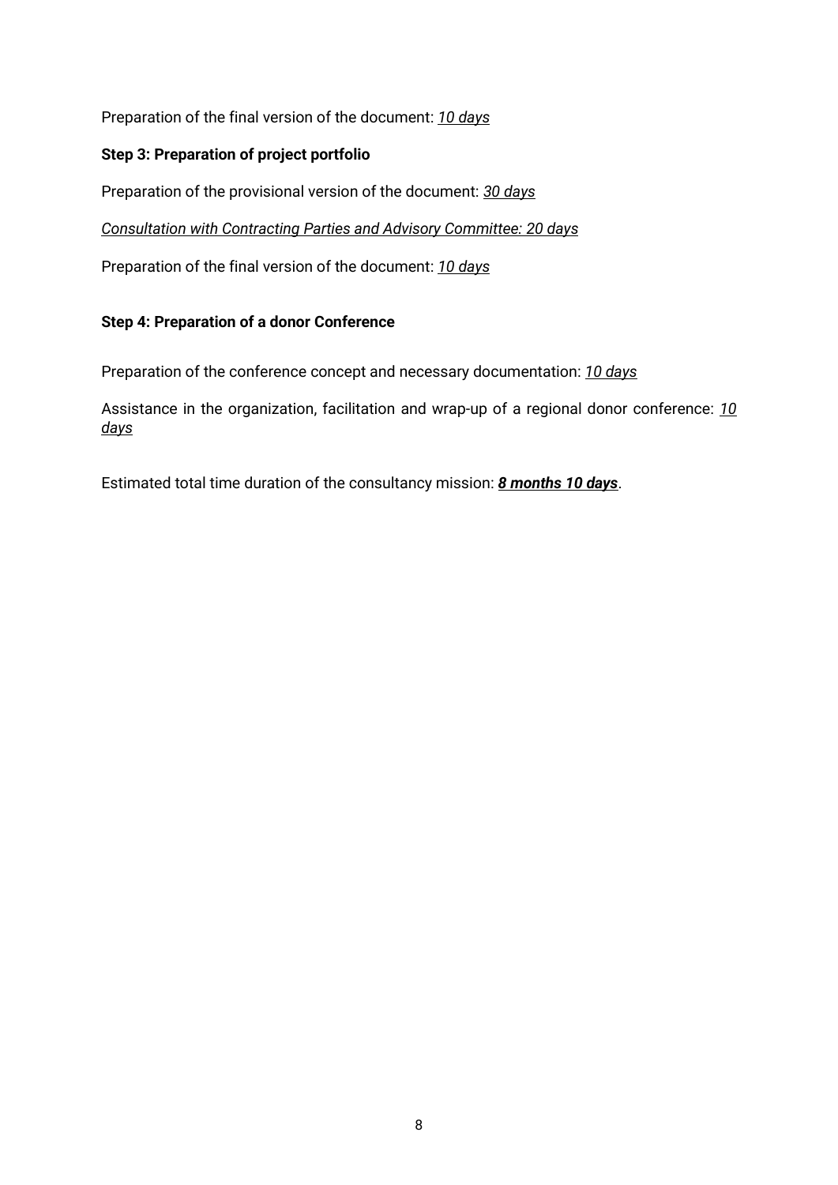Preparation of the final version of the document: *10 days*

**Step 3: Preparation of project portfolio**

Preparation of the provisional version of the document: *30 days*

*Consultation with Contracting Parties and Advisory Committee: 20 days*

Preparation of the final version of the document: *10 days*

**Step 4: Preparation of a donor Conference**

Preparation of the conference concept and necessary documentation: *10 days*

Assistance in the organization, facilitation and wrap-up of a regional donor conference: *10 days*

Estimated total time duration of the consultancy mission: ***8 months 10 days***.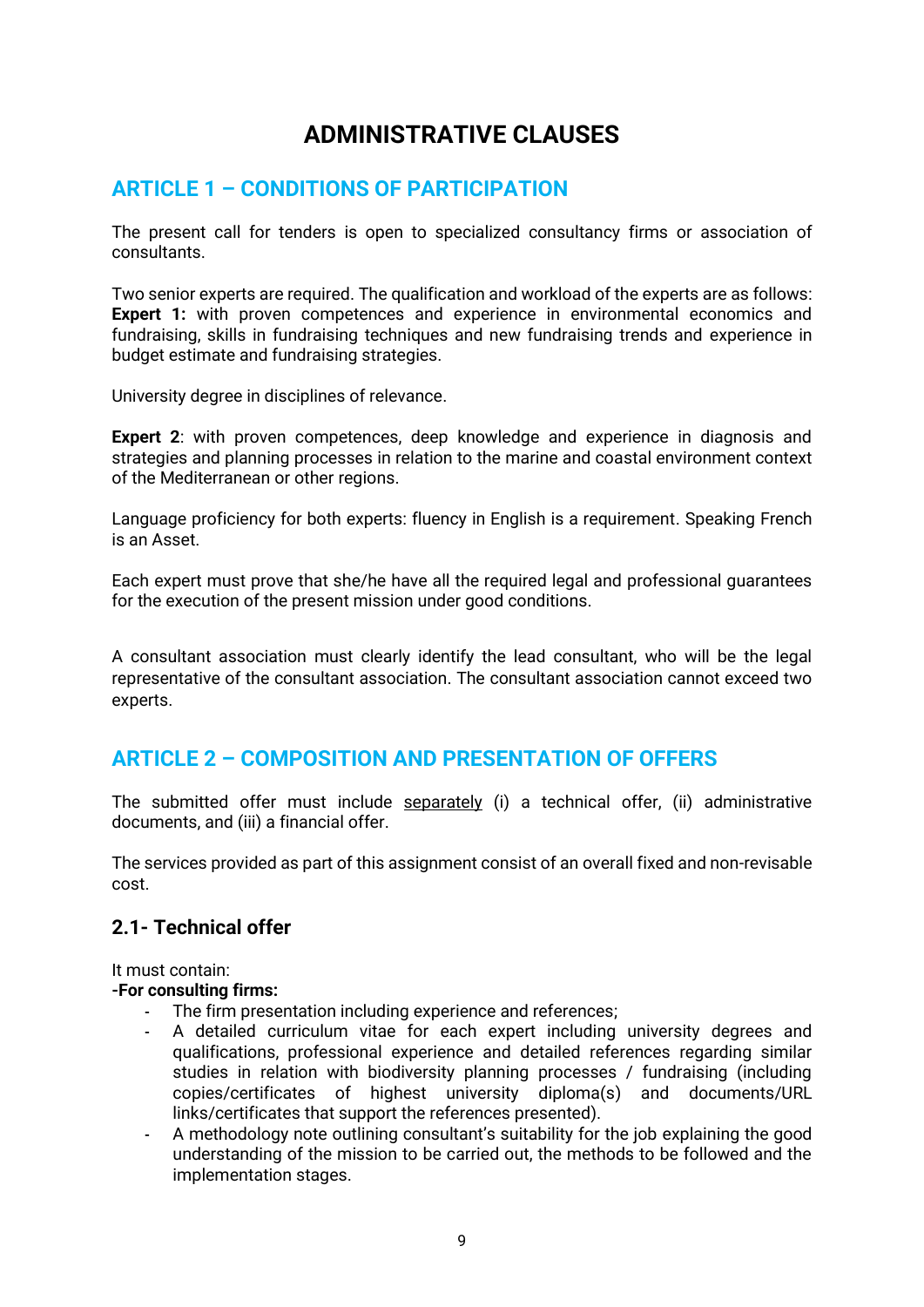# ADMINISTRATIVE CLAUSES

## ARTICLE 1 – CONDITIONS OF PARTICIPATION

The present call for tenders is open to specialized consultancy firms or association of consultants.

Two senior experts are required. The qualification and workload of the experts are as follows:
**Expert 1:** with proven competences and experience in environmental economics and fundraising, skills in fundraising techniques and new fundraising trends and experience in budget estimate and fundraising strategies.

University degree in disciplines of relevance.

**Expert 2**: with proven competences, deep knowledge and experience in diagnosis and strategies and planning processes in relation to the marine and coastal environment context of the Mediterranean or other regions.

Language proficiency for both experts: fluency in English is a requirement. Speaking French is an Asset.

Each expert must prove that she/he have all the required legal and professional guarantees for the execution of the present mission under good conditions.

A consultant association must clearly identify the lead consultant, who will be the legal representative of the consultant association. The consultant association cannot exceed two experts.

## ARTICLE 2 – COMPOSITION AND PRESENTATION OF OFFERS

The submitted offer must include separately (i) a technical offer, (ii) administrative documents, and (iii) a financial offer.

The services provided as part of this assignment consist of an overall fixed and non-revisable cost.

### 2.1- Technical offer

It must contain:

**-For consulting firms:**

- The firm presentation including experience and references;
- A detailed curriculum vitae for each expert including university degrees and qualifications, professional experience and detailed references regarding similar studies in relation with biodiversity planning processes / fundraising (including copies/certificates of highest university diploma(s) and documents/URL links/certificates that support the references presented).
- A methodology note outlining consultant's suitability for the job explaining the good understanding of the mission to be carried out, the methods to be followed and the implementation stages.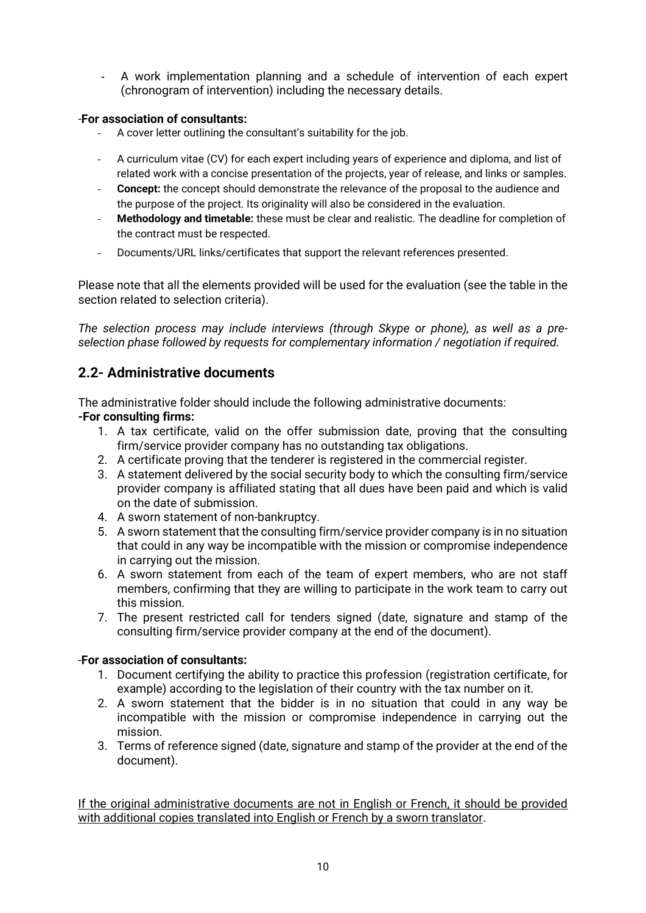- A work implementation planning and a schedule of intervention of each expert (chronogram of intervention) including the necessary details.

-**For association of consultants:**

- A cover letter outlining the consultant's suitability for the job.
- A curriculum vitae (CV) for each expert including years of experience and diploma, and list of related work with a concise presentation of the projects, year of release, and links or samples.
- **Concept:** the concept should demonstrate the relevance of the proposal to the audience and the purpose of the project. Its originality will also be considered in the evaluation.
- **Methodology and timetable:** these must be clear and realistic. The deadline for completion of the contract must be respected.
- Documents/URL links/certificates that support the relevant references presented.

Please note that all the elements provided will be used for the evaluation (see the table in the section related to selection criteria).

*The selection process may include interviews (through Skype or phone), as well as a pre-selection phase followed by requests for complementary information / negotiation if required.*

## 2.2- Administrative documents

The administrative folder should include the following administrative documents:

**-For consulting firms:**

1. A tax certificate, valid on the offer submission date, proving that the consulting firm/service provider company has no outstanding tax obligations.
2. A certificate proving that the tenderer is registered in the commercial register.
3. A statement delivered by the social security body to which the consulting firm/service provider company is affiliated stating that all dues have been paid and which is valid on the date of submission.
4. A sworn statement of non-bankruptcy.
5. A sworn statement that the consulting firm/service provider company is in no situation that could in any way be incompatible with the mission or compromise independence in carrying out the mission.
6. A sworn statement from each of the team of expert members, who are not staff members, confirming that they are willing to participate in the work team to carry out this mission.
7. The present restricted call for tenders signed (date, signature and stamp of the consulting firm/service provider company at the end of the document).

-**For association of consultants:**

1. Document certifying the ability to practice this profession (registration certificate, for example) according to the legislation of their country with the tax number on it.
2. A sworn statement that the bidder is in no situation that could in any way be incompatible with the mission or compromise independence in carrying out the mission.
3. Terms of reference signed (date, signature and stamp of the provider at the end of the document).

<u>If the original administrative documents are not in English or French, it should be provided with additional copies translated into English or French by a sworn translator</u>.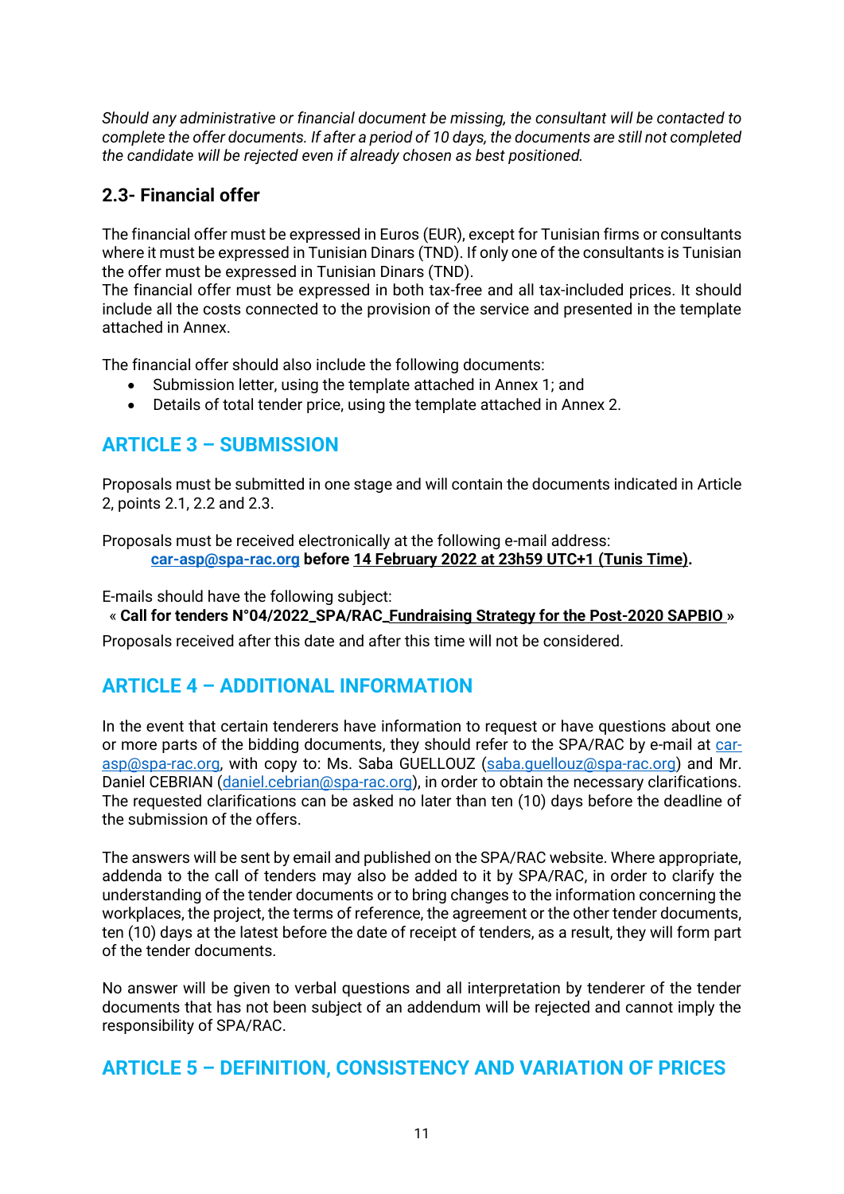*Should any administrative or financial document be missing, the consultant will be contacted to complete the offer documents. If after a period of 10 days, the documents are still not completed the candidate will be rejected even if already chosen as best positioned.*

### 2.3- Financial offer

The financial offer must be expressed in Euros (EUR), except for Tunisian firms or consultants where it must be expressed in Tunisian Dinars (TND). If only one of the consultants is Tunisian the offer must be expressed in Tunisian Dinars (TND).
The financial offer must be expressed in both tax-free and all tax-included prices. It should include all the costs connected to the provision of the service and presented in the template attached in Annex.

The financial offer should also include the following documents:

- Submission letter, using the template attached in Annex 1; and
- Details of total tender price, using the template attached in Annex 2.

## ARTICLE 3 – SUBMISSION

Proposals must be submitted in one stage and will contain the documents indicated in Article 2, points 2.1, 2.2 and 2.3.

Proposals must be received electronically at the following e-mail address:
**car-asp@spa-rac.org before 14 February 2022 at 23h59 UTC+1 (Tunis Time).**

E-mails should have the following subject:
« **Call for tenders N°04/2022_SPA/RAC_Fundraising Strategy for the Post-2020 SAPBIO** »

Proposals received after this date and after this time will not be considered.

## ARTICLE 4 – ADDITIONAL INFORMATION

In the event that certain tenderers have information to request or have questions about one or more parts of the bidding documents, they should refer to the SPA/RAC by e-mail at car-asp@spa-rac.org, with copy to: Ms. Saba GUELLOUZ (saba.guellouz@spa-rac.org) and Mr. Daniel CEBRIAN (daniel.cebrian@spa-rac.org), in order to obtain the necessary clarifications. The requested clarifications can be asked no later than ten (10) days before the deadline of the submission of the offers.

The answers will be sent by email and published on the SPA/RAC website. Where appropriate, addenda to the call of tenders may also be added to it by SPA/RAC, in order to clarify the understanding of the tender documents or to bring changes to the information concerning the workplaces, the project, the terms of reference, the agreement or the other tender documents, ten (10) days at the latest before the date of receipt of tenders, as a result, they will form part of the tender documents.

No answer will be given to verbal questions and all interpretation by tenderer of the tender documents that has not been subject of an addendum will be rejected and cannot imply the responsibility of SPA/RAC.

## ARTICLE 5 – DEFINITION, CONSISTENCY AND VARIATION OF PRICES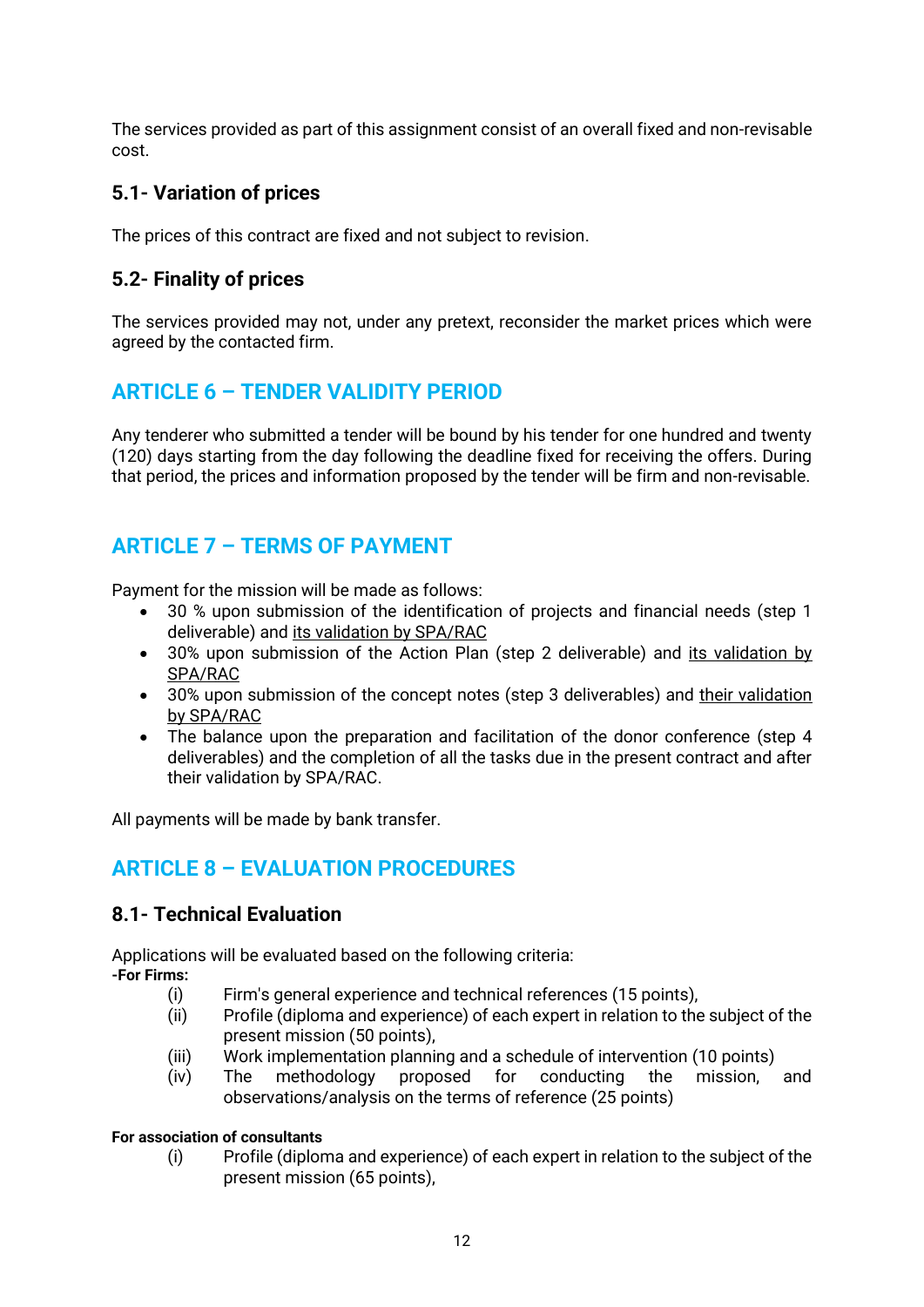The services provided as part of this assignment consist of an overall fixed and non-revisable cost.

### 5.1- Variation of prices

The prices of this contract are fixed and not subject to revision.

### 5.2- Finality of prices

The services provided may not, under any pretext, reconsider the market prices which were agreed by the contacted firm.

## ARTICLE 6 – TENDER VALIDITY PERIOD

Any tenderer who submitted a tender will be bound by his tender for one hundred and twenty (120) days starting from the day following the deadline fixed for receiving the offers. During that period, the prices and information proposed by the tender will be firm and non-revisable.

## ARTICLE 7 – TERMS OF PAYMENT

Payment for the mission will be made as follows:

- 30 % upon submission of the identification of projects and financial needs (step 1 deliverable) and its validation by SPA/RAC
- 30% upon submission of the Action Plan (step 2 deliverable) and its validation by SPA/RAC
- 30% upon submission of the concept notes (step 3 deliverables) and their validation by SPA/RAC
- The balance upon the preparation and facilitation of the donor conference (step 4 deliverables) and the completion of all the tasks due in the present contract and after their validation by SPA/RAC.

All payments will be made by bank transfer.

## ARTICLE 8 – EVALUATION PROCEDURES

### 8.1- Technical Evaluation

Applications will be evaluated based on the following criteria:

**-For Firms:**

(i) Firm's general experience and technical references (15 points),

(ii) Profile (diploma and experience) of each expert in relation to the subject of the present mission (50 points),

(iii) Work implementation planning and a schedule of intervention (10 points)

(iv) The methodology proposed for conducting the mission, and observations/analysis on the terms of reference (25 points)

**For association of consultants**

(i) Profile (diploma and experience) of each expert in relation to the subject of the present mission (65 points),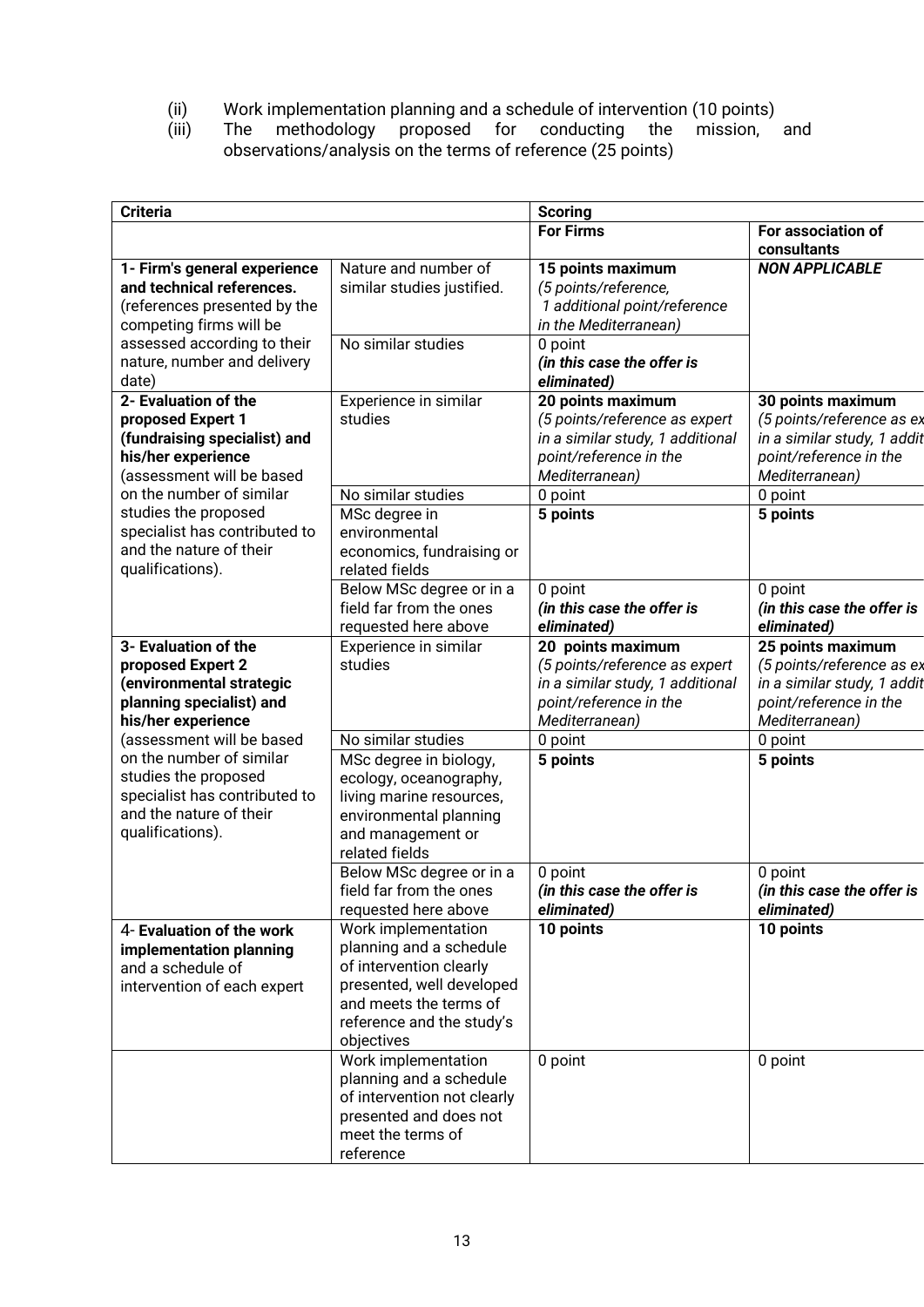(ii) Work implementation planning and a schedule of intervention (10 points)

(iii) The methodology proposed for conducting the mission, and observations/analysis on the terms of reference (25 points)

| Criteria | | Scoring | |
|---|---|---|---|
| | | **For Firms** | **For association of consultants** |
| **1- Firm's general experience and technical references.** (references presented by the competing firms will be assessed according to their nature, number and delivery date) | Nature and number of similar studies justified. | **15 points maximum** *(5 points/reference, 1 additional point/reference in the Mediterranean)* | ***NON APPLICABLE*** |
| | No similar studies | 0 point ***(in this case the offer is eliminated)*** | |
| **2- Evaluation of the proposed Expert 1 (fundraising specialist) and his/her experience** (assessment will be based on the number of similar studies the proposed specialist has contributed to and the nature of their qualifications). | Experience in similar studies | **20 points maximum** *(5 points/reference as expert in a similar study, 1 additional point/reference in the Mediterranean)* | **30 points maximum** *(5 points/reference as ex in a similar study, 1 addit point/reference in the Mediterranean)* |
| | No similar studies | 0 point | 0 point |
| | MSc degree in environmental economics, fundraising or related fields | **5 points** | **5 points** |
| | Below MSc degree or in a field far from the ones requested here above | 0 point ***(in this case the offer is eliminated)*** | 0 point ***(in this case the offer is eliminated)*** |
| **3- Evaluation of the proposed Expert 2 (environmental strategic planning specialist) and his/her experience** (assessment will be based on the number of similar studies the proposed specialist has contributed to and the nature of their qualifications). | Experience in similar studies | **20 points maximum** *(5 points/reference as expert in a similar study, 1 additional point/reference in the Mediterranean)* | **25 points maximum** *(5 points/reference as ex in a similar study, 1 addit point/reference in the Mediterranean)* |
| | No similar studies | 0 point | 0 point |
| | MSc degree in biology, ecology, oceanography, living marine resources, environmental planning and management or related fields | **5 points** | **5 points** |
| | Below MSc degree or in a field far from the ones requested here above | 0 point ***(in this case the offer is eliminated)*** | 0 point ***(in this case the offer is eliminated)*** |
| 4- **Evaluation of the work implementation planning** and a schedule of intervention of each expert | Work implementation planning and a schedule of intervention clearly presented, well developed and meets the terms of reference and the study's objectives | **10 points** | **10 points** |
| | Work implementation planning and a schedule of intervention not clearly presented and does not meet the terms of reference | 0 point | 0 point |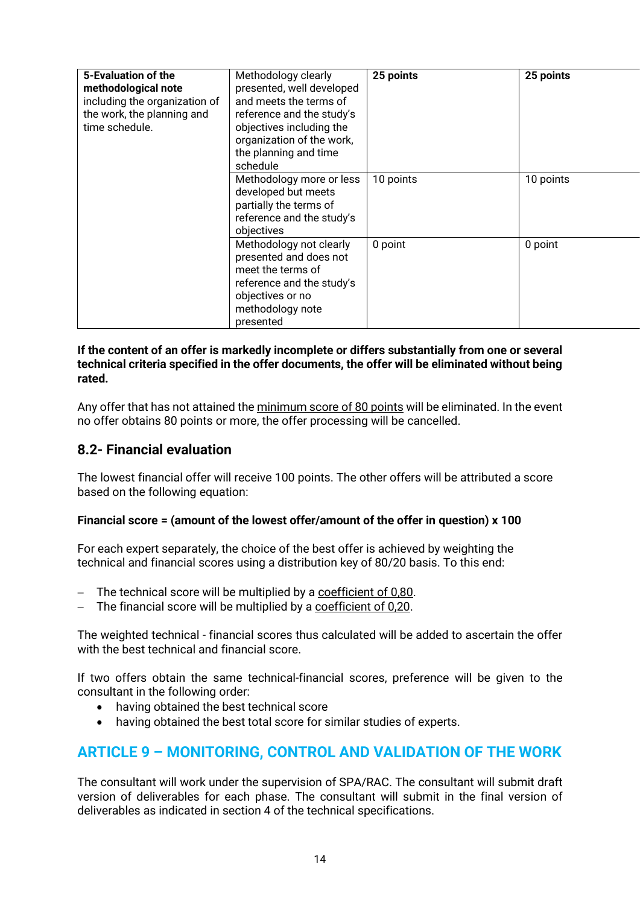| **5-Evaluation of the methodological note** including the organization of the work, the planning and time schedule. | Methodology clearly presented, well developed and meets the terms of reference and the study's objectives including the organization of the work, the planning and time schedule | **25 points** | **25 points** |
|---|---|---|---|
| | Methodology more or less developed but meets partially the terms of reference and the study's objectives | 10 points | 10 points |
| | Methodology not clearly presented and does not meet the terms of reference and the study's objectives or no methodology note presented | 0 point | 0 point |

**If the content of an offer is markedly incomplete or differs substantially from one or several technical criteria specified in the offer documents, the offer will be eliminated without being rated.**

Any offer that has not attained the minimum score of 80 points will be eliminated. In the event no offer obtains 80 points or more, the offer processing will be cancelled.

## 8.2- Financial evaluation

The lowest financial offer will receive 100 points. The other offers will be attributed a score based on the following equation:

**Financial score = (amount of the lowest offer/amount of the offer in question) x 100**

For each expert separately, the choice of the best offer is achieved by weighting the technical and financial scores using a distribution key of 80/20 basis. To this end:

- The technical score will be multiplied by a coefficient of 0,80.
- The financial score will be multiplied by a coefficient of 0,20.

The weighted technical - financial scores thus calculated will be added to ascertain the offer with the best technical and financial score.

If two offers obtain the same technical-financial scores, preference will be given to the consultant in the following order:

- having obtained the best technical score
- having obtained the best total score for similar studies of experts.

## ARTICLE 9 – MONITORING, CONTROL AND VALIDATION OF THE WORK

The consultant will work under the supervision of SPA/RAC. The consultant will submit draft version of deliverables for each phase. The consultant will submit in the final version of deliverables as indicated in section 4 of the technical specifications.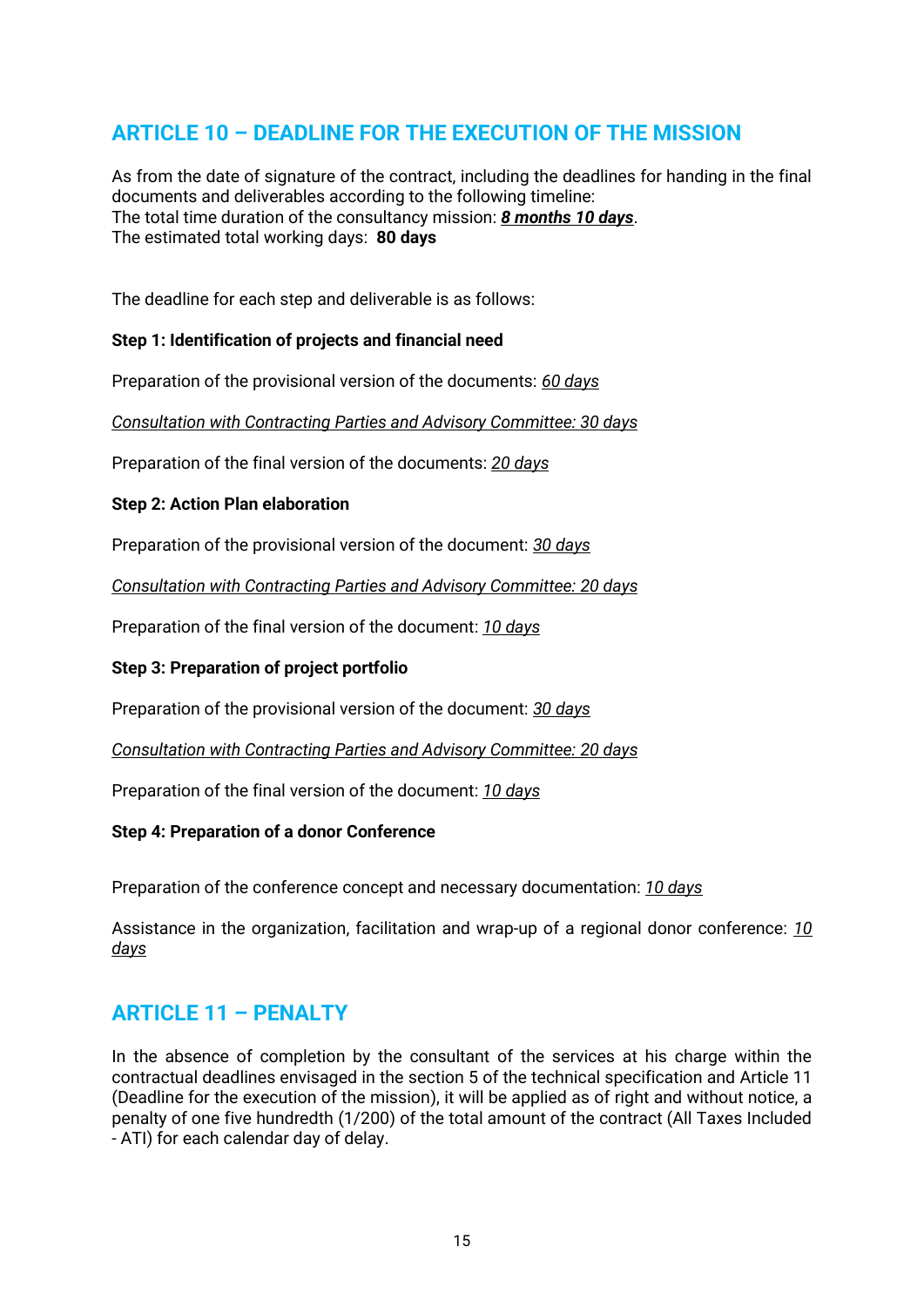## ARTICLE 10 – DEADLINE FOR THE EXECUTION OF THE MISSION

As from the date of signature of the contract, including the deadlines for handing in the final documents and deliverables according to the following timeline:
The total time duration of the consultancy mission: ***8 months 10 days***.
The estimated total working days: **80 days**

The deadline for each step and deliverable is as follows:

**Step 1: Identification of projects and financial need**

Preparation of the provisional version of the documents: *60 days*

*Consultation with Contracting Parties and Advisory Committee: 30 days*

Preparation of the final version of the documents: *20 days*

**Step 2: Action Plan elaboration**

Preparation of the provisional version of the document: *30 days*

*Consultation with Contracting Parties and Advisory Committee: 20 days*

Preparation of the final version of the document: *10 days*

**Step 3: Preparation of project portfolio**

Preparation of the provisional version of the document: *30 days*

*Consultation with Contracting Parties and Advisory Committee: 20 days*

Preparation of the final version of the document: *10 days*

**Step 4: Preparation of a donor Conference**

Preparation of the conference concept and necessary documentation: *10 days*

Assistance in the organization, facilitation and wrap-up of a regional donor conference: *10 days*

## ARTICLE 11 – PENALTY

In the absence of completion by the consultant of the services at his charge within the contractual deadlines envisaged in the section 5 of the technical specification and Article 11 (Deadline for the execution of the mission), it will be applied as of right and without notice, a penalty of one five hundredth (1/200) of the total amount of the contract (All Taxes Included - ATI) for each calendar day of delay.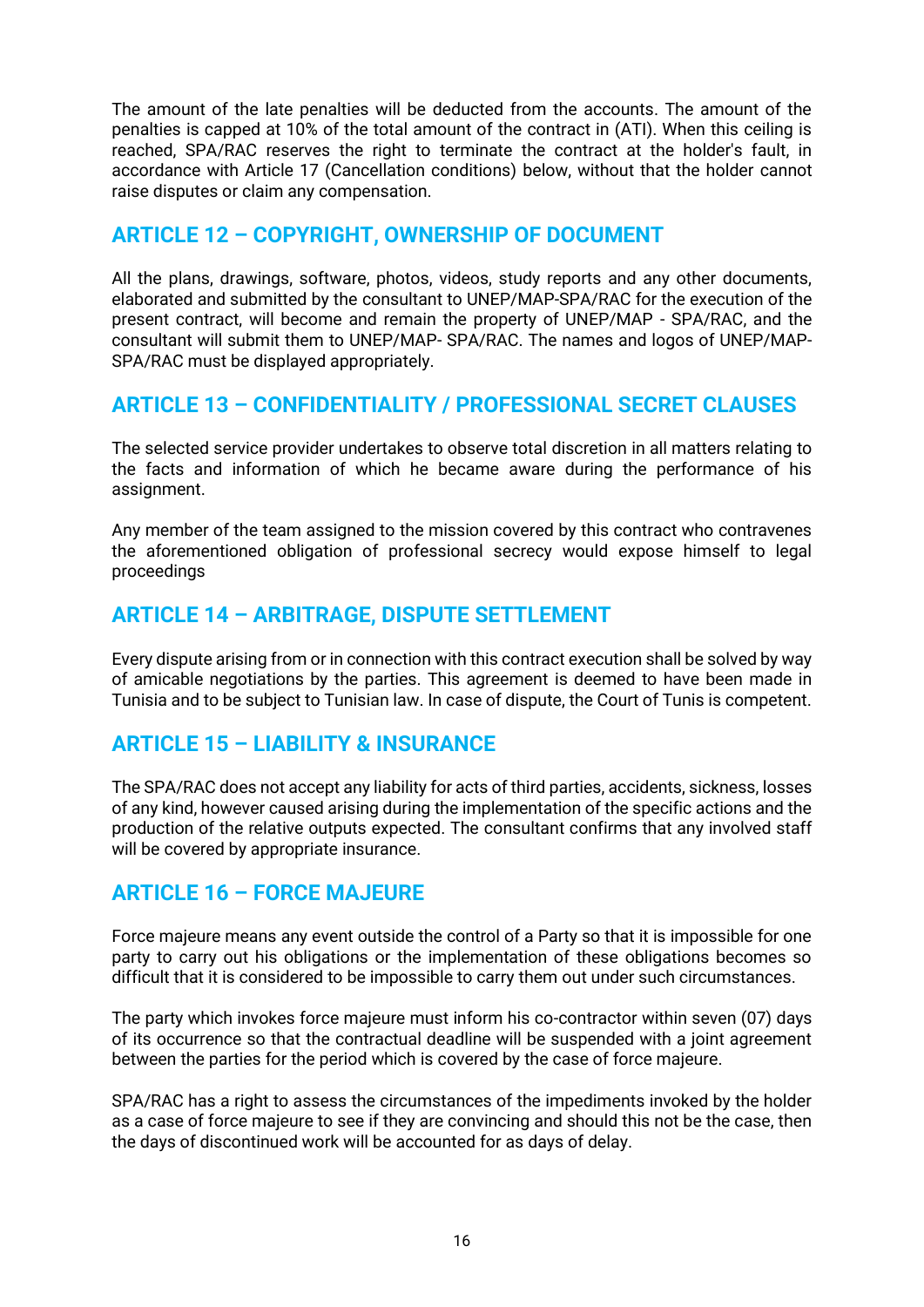The amount of the late penalties will be deducted from the accounts. The amount of the penalties is capped at 10% of the total amount of the contract in (ATI). When this ceiling is reached, SPA/RAC reserves the right to terminate the contract at the holder's fault, in accordance with Article 17 (Cancellation conditions) below, without that the holder cannot raise disputes or claim any compensation.

## ARTICLE 12 – COPYRIGHT, OWNERSHIP OF DOCUMENT

All the plans, drawings, software, photos, videos, study reports and any other documents, elaborated and submitted by the consultant to UNEP/MAP-SPA/RAC for the execution of the present contract, will become and remain the property of UNEP/MAP - SPA/RAC, and the consultant will submit them to UNEP/MAP- SPA/RAC. The names and logos of UNEP/MAP-SPA/RAC must be displayed appropriately.

## ARTICLE 13 – CONFIDENTIALITY / PROFESSIONAL SECRET CLAUSES

The selected service provider undertakes to observe total discretion in all matters relating to the facts and information of which he became aware during the performance of his assignment.

Any member of the team assigned to the mission covered by this contract who contravenes the aforementioned obligation of professional secrecy would expose himself to legal proceedings

## ARTICLE 14 – ARBITRAGE, DISPUTE SETTLEMENT

Every dispute arising from or in connection with this contract execution shall be solved by way of amicable negotiations by the parties. This agreement is deemed to have been made in Tunisia and to be subject to Tunisian law. In case of dispute, the Court of Tunis is competent.

## ARTICLE 15 – LIABILITY & INSURANCE

The SPA/RAC does not accept any liability for acts of third parties, accidents, sickness, losses of any kind, however caused arising during the implementation of the specific actions and the production of the relative outputs expected. The consultant confirms that any involved staff will be covered by appropriate insurance.

## ARTICLE 16 – FORCE MAJEURE

Force majeure means any event outside the control of a Party so that it is impossible for one party to carry out his obligations or the implementation of these obligations becomes so difficult that it is considered to be impossible to carry them out under such circumstances.

The party which invokes force majeure must inform his co-contractor within seven (07) days of its occurrence so that the contractual deadline will be suspended with a joint agreement between the parties for the period which is covered by the case of force majeure.

SPA/RAC has a right to assess the circumstances of the impediments invoked by the holder as a case of force majeure to see if they are convincing and should this not be the case, then the days of discontinued work will be accounted for as days of delay.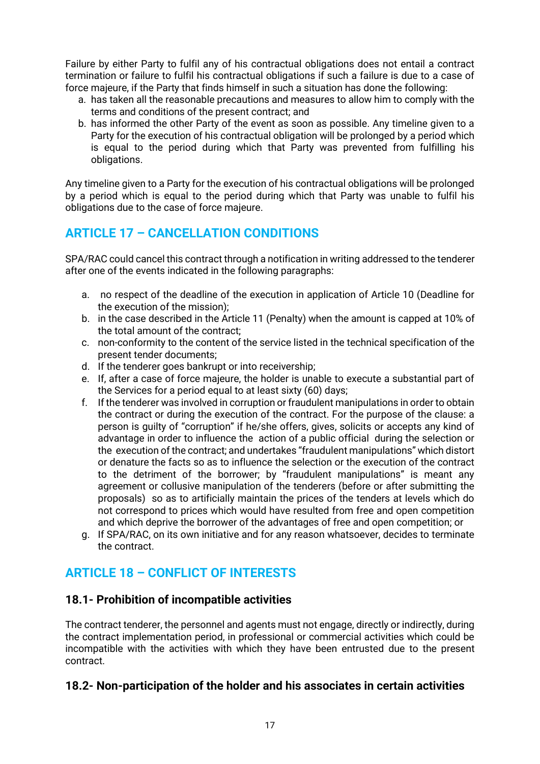Failure by either Party to fulfil any of his contractual obligations does not entail a contract termination or failure to fulfil his contractual obligations if such a failure is due to a case of force majeure, if the Party that finds himself in such a situation has done the following:

a. has taken all the reasonable precautions and measures to allow him to comply with the terms and conditions of the present contract; and
b. has informed the other Party of the event as soon as possible. Any timeline given to a Party for the execution of his contractual obligation will be prolonged by a period which is equal to the period during which that Party was prevented from fulfilling his obligations.

Any timeline given to a Party for the execution of his contractual obligations will be prolonged by a period which is equal to the period during which that Party was unable to fulfil his obligations due to the case of force majeure.

## ARTICLE 17 – CANCELLATION CONDITIONS

SPA/RAC could cancel this contract through a notification in writing addressed to the tenderer after one of the events indicated in the following paragraphs:

a. no respect of the deadline of the execution in application of Article 10 (Deadline for the execution of the mission);
b. in the case described in the Article 11 (Penalty) when the amount is capped at 10% of the total amount of the contract;
c. non-conformity to the content of the service listed in the technical specification of the present tender documents;
d. If the tenderer goes bankrupt or into receivership;
e. If, after a case of force majeure, the holder is unable to execute a substantial part of the Services for a period equal to at least sixty (60) days;
f. If the tenderer was involved in corruption or fraudulent manipulations in order to obtain the contract or during the execution of the contract. For the purpose of the clause: a person is guilty of "corruption" if he/she offers, gives, solicits or accepts any kind of advantage in order to influence the action of a public official during the selection or the execution of the contract; and undertakes "fraudulent manipulations" which distort or denature the facts so as to influence the selection or the execution of the contract to the detriment of the borrower; by "fraudulent manipulations" is meant any agreement or collusive manipulation of the tenderers (before or after submitting the proposals) so as to artificially maintain the prices of the tenders at levels which do not correspond to prices which would have resulted from free and open competition and which deprive the borrower of the advantages of free and open competition; or
g. If SPA/RAC, on its own initiative and for any reason whatsoever, decides to terminate the contract.

## ARTICLE 18 – CONFLICT OF INTERESTS

### 18.1- Prohibition of incompatible activities

The contract tenderer, the personnel and agents must not engage, directly or indirectly, during the contract implementation period, in professional or commercial activities which could be incompatible with the activities with which they have been entrusted due to the present contract.

### 18.2- Non-participation of the holder and his associates in certain activities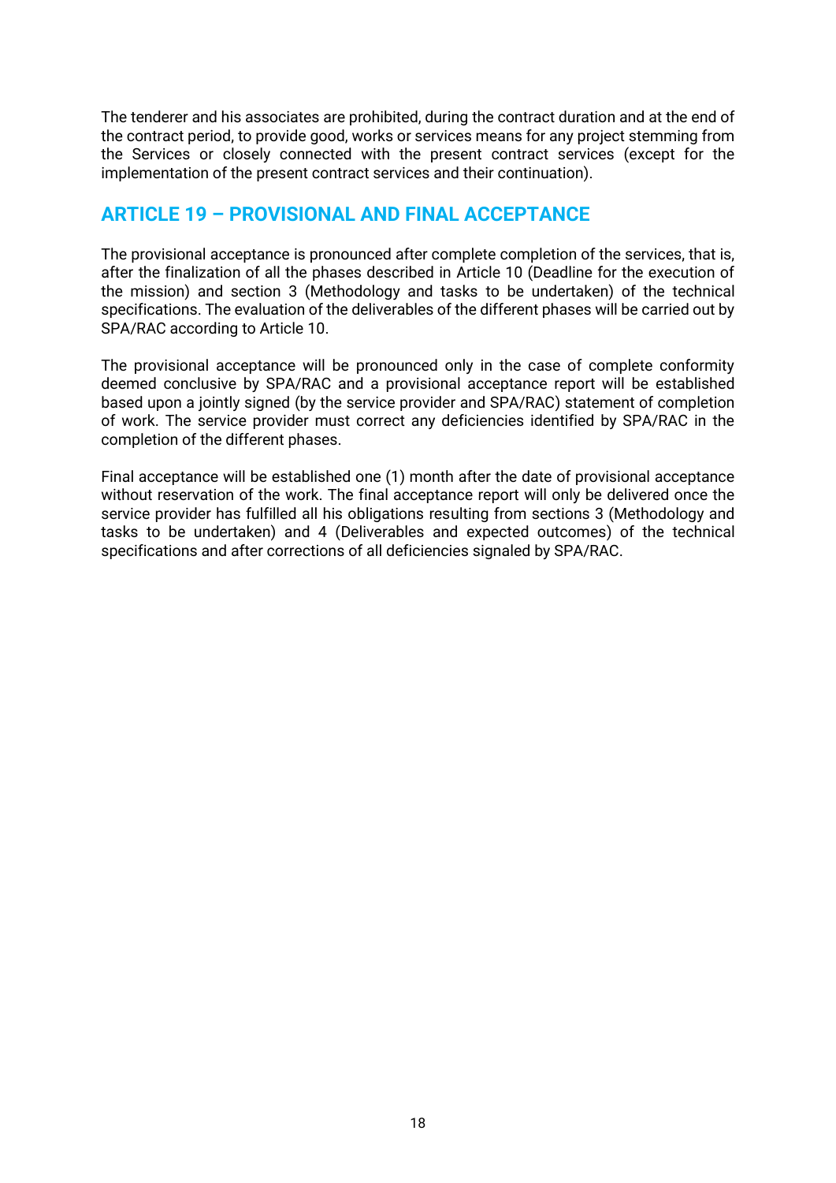The tenderer and his associates are prohibited, during the contract duration and at the end of the contract period, to provide good, works or services means for any project stemming from the Services or closely connected with the present contract services (except for the implementation of the present contract services and their continuation).

## ARTICLE 19 – PROVISIONAL AND FINAL ACCEPTANCE

The provisional acceptance is pronounced after complete completion of the services, that is, after the finalization of all the phases described in Article 10 (Deadline for the execution of the mission) and section 3 (Methodology and tasks to be undertaken) of the technical specifications. The evaluation of the deliverables of the different phases will be carried out by SPA/RAC according to Article 10.

The provisional acceptance will be pronounced only in the case of complete conformity deemed conclusive by SPA/RAC and a provisional acceptance report will be established based upon a jointly signed (by the service provider and SPA/RAC) statement of completion of work. The service provider must correct any deficiencies identified by SPA/RAC in the completion of the different phases.

Final acceptance will be established one (1) month after the date of provisional acceptance without reservation of the work. The final acceptance report will only be delivered once the service provider has fulfilled all his obligations resulting from sections 3 (Methodology and tasks to be undertaken) and 4 (Deliverables and expected outcomes) of the technical specifications and after corrections of all deficiencies signaled by SPA/RAC.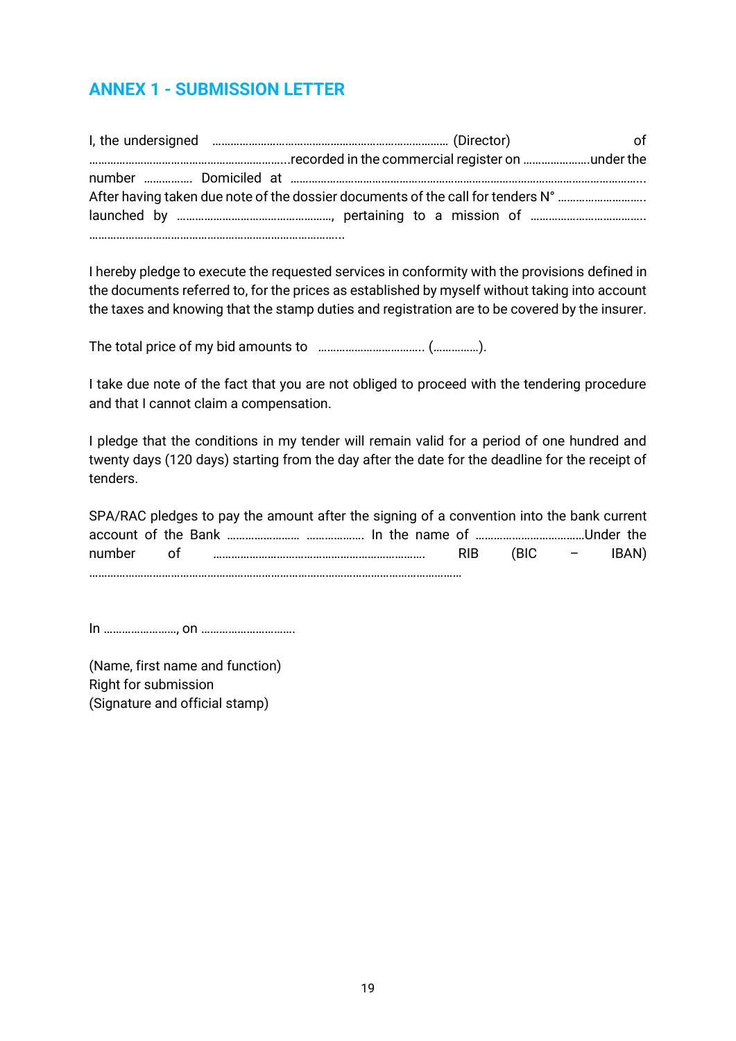## ANNEX 1 - SUBMISSION LETTER

I, the undersigned ………………………………………………………………… (Director) of ……………………………………………………….recorded in the commercial register on ………………….under the number ……………. Domiciled at ………………………………………………………………………………………………….
After having taken due note of the dossier documents of the call for tenders N° ……………………….. launched by ……………………………………………, pertaining to a mission of ……………………………….. ……………………………………………………………………….

I hereby pledge to execute the requested services in conformity with the provisions defined in the documents referred to, for the prices as established by myself without taking into account the taxes and knowing that the stamp duties and registration are to be covered by the insurer.

The total price of my bid amounts to …………………………….. (……………).

I take due note of the fact that you are not obliged to proceed with the tendering procedure and that I cannot claim a compensation.

I pledge that the conditions in my tender will remain valid for a period of one hundred and twenty days (120 days) starting from the day after the date for the deadline for the receipt of tenders.

SPA/RAC pledges to pay the amount after the signing of a convention into the bank current account of the Bank …………………… ………………. In the name of ………………………………Under the number of ……………………………………………………… RIB (BIC – IBAN) ……………………………………………………………………………………………

In ……………………, on ………………………….

(Name, first name and function)
Right for submission
(Signature and official stamp)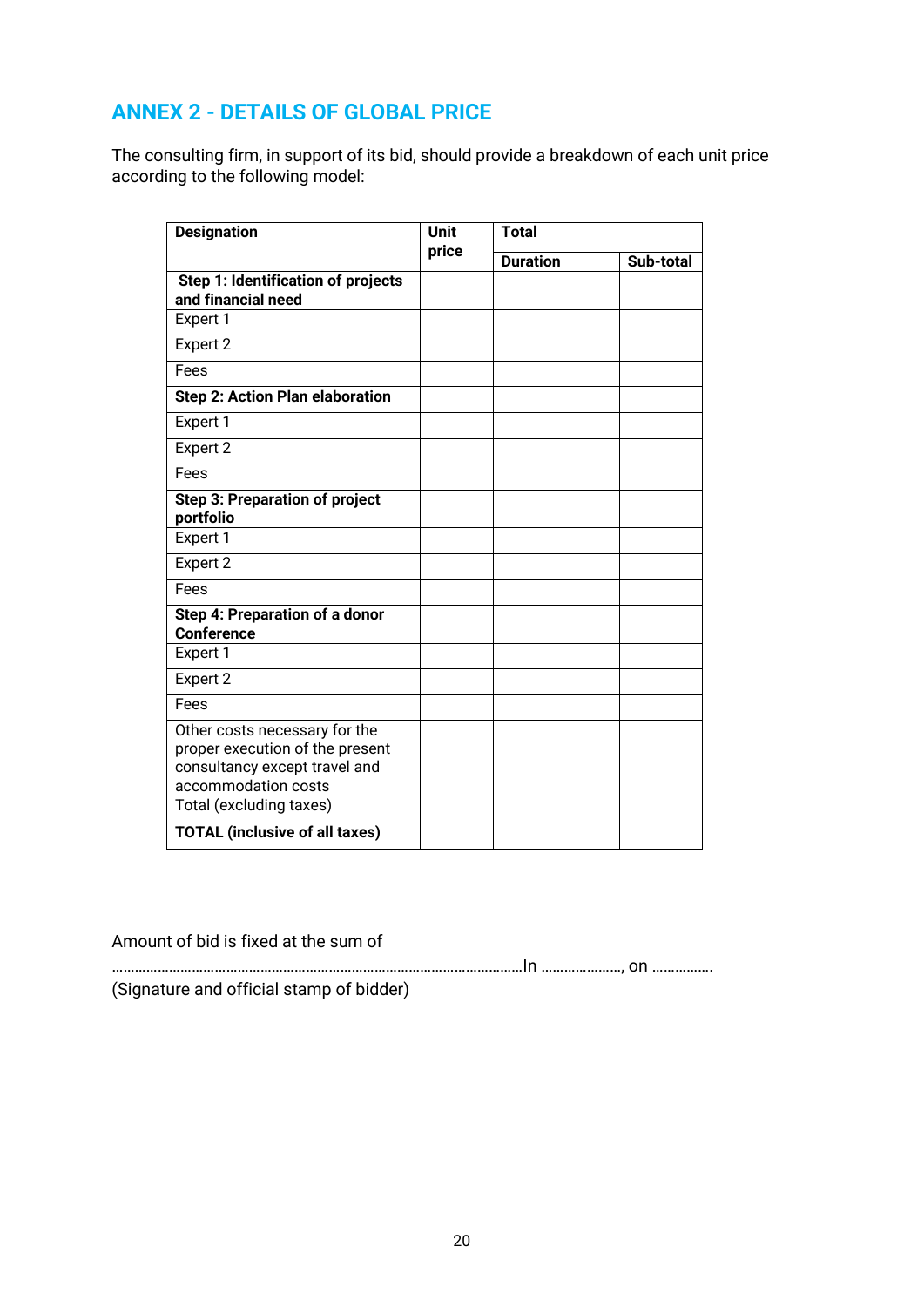## ANNEX 2 - DETAILS OF GLOBAL PRICE

The consulting firm, in support of its bid, should provide a breakdown of each unit price according to the following model:

| Designation | Unit price | Total | |
|---|---|---|---|
| | | Duration | Sub-total |
| **Step 1: Identification of projects and financial need** | | | |
| Expert 1 | | | |
| Expert 2 | | | |
| Fees | | | |
| **Step 2: Action Plan elaboration** | | | |
| Expert 1 | | | |
| Expert 2 | | | |
| Fees | | | |
| **Step 3: Preparation of project portfolio** | | | |
| Expert 1 | | | |
| Expert 2 | | | |
| Fees | | | |
| **Step 4: Preparation of a donor Conference** | | | |
| Expert 1 | | | |
| Expert 2 | | | |
| Fees | | | |
| Other costs necessary for the proper execution of the present consultancy except travel and accommodation costs | | | |
| Total (excluding taxes) | | | |
| **TOTAL (inclusive of all taxes)** | | | |

Amount of bid is fixed at the sum of

……………………………………………………………………………………………In …………………, on …………….

(Signature and official stamp of bidder)